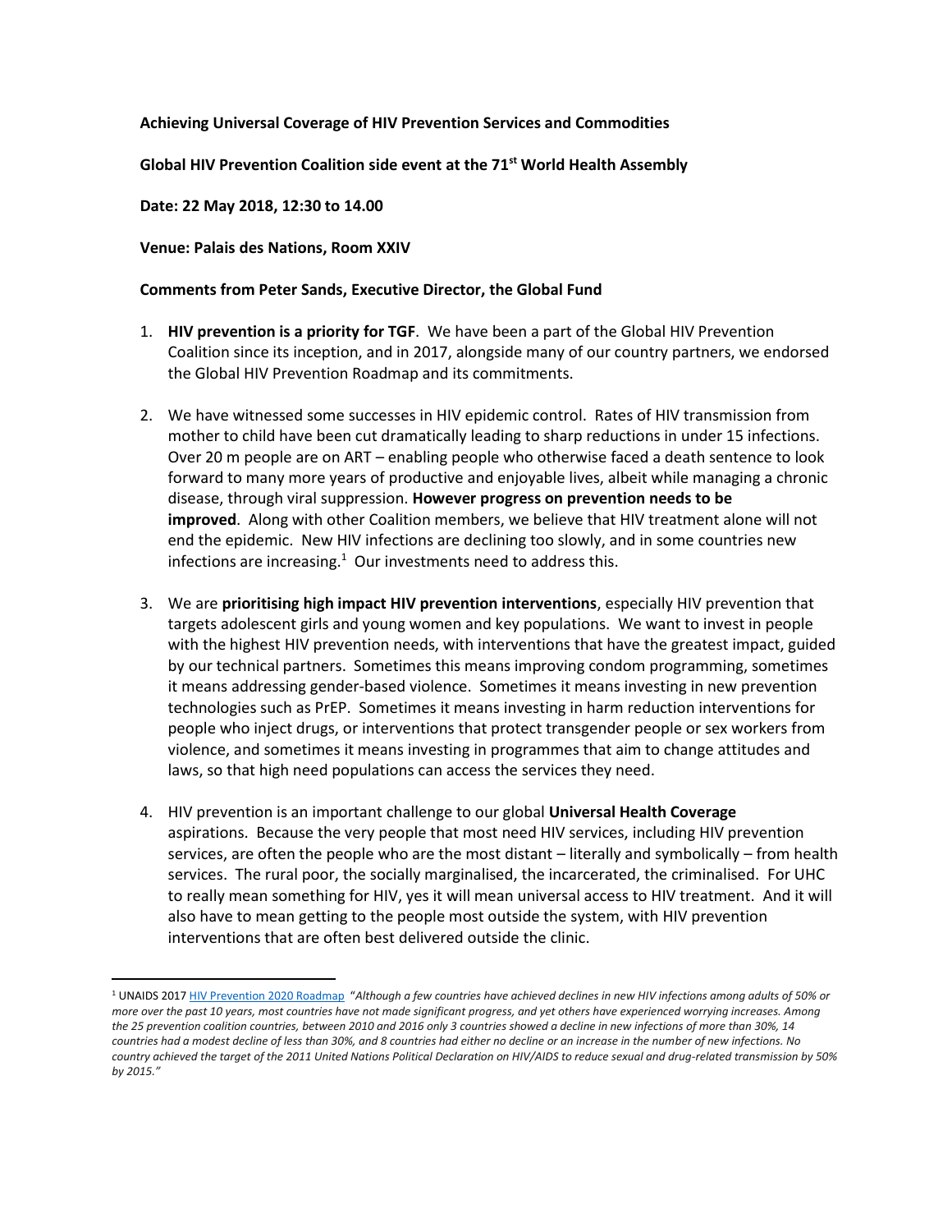**Achieving Universal Coverage of HIV Prevention Services and Commodities**

**Global HIV Prevention Coalition side event at the 71st World Health Assembly**

**Date: 22 May 2018, 12:30 to 14.00**

**Venue: Palais des Nations, Room XXIV**

**Comments from Peter Sands, Executive Director, the Global Fund**

1. **HIV prevention is a priority for TGF**. We have been a part of the Global HIV Prevention Coalition since its inception, and in 2017, alongside many of our country partners, we endorsed the Global HIV Prevention Roadmap and its commitments.

2. We have witnessed some successes in HIV epidemic control. Rates of HIV transmission from mother to child have been cut dramatically leading to sharp reductions in under 15 infections. Over 20 m people are on ART – enabling people who otherwise faced a death sentence to look forward to many more years of productive and enjoyable lives, albeit while managing a chronic disease, through viral suppression. **However progress on prevention needs to be improved**. Along with other Coalition members, we believe that HIV treatment alone will not end the epidemic. New HIV infections are declining too slowly, and in some countries new infections are increasing.[1] Our investments need to address this.

3. We are **prioritising high impact HIV prevention interventions**, especially HIV prevention that targets adolescent girls and young women and key populations. We want to invest in people with the highest HIV prevention needs, with interventions that have the greatest impact, guided by our technical partners. Sometimes this means improving condom programming, sometimes it means addressing gender-based violence. Sometimes it means investing in new prevention technologies such as PrEP. Sometimes it means investing in harm reduction interventions for people who inject drugs, or interventions that protect transgender people or sex workers from violence, and sometimes it means investing in programmes that aim to change attitudes and laws, so that high need populations can access the services they need.

4. HIV prevention is an important challenge to our global **Universal Health Coverage** aspirations. Because the very people that most need HIV services, including HIV prevention services, are often the people who are the most distant – literally and symbolically – from health services. The rural poor, the socially marginalised, the incarcerated, the criminalised. For UHC to really mean something for HIV, yes it will mean universal access to HIV treatment. And it will also have to mean getting to the people most outside the system, with HIV prevention interventions that are often best delivered outside the clinic.

---

[1] UNAIDS 2017 HIV Prevention 2020 Roadmap "*Although a few countries have achieved declines in new HIV infections among adults of 50% or more over the past 10 years, most countries have not made significant progress, and yet others have experienced worrying increases. Among the 25 prevention coalition countries, between 2010 and 2016 only 3 countries showed a decline in new infections of more than 30%, 14 countries had a modest decline of less than 30%, and 8 countries had either no decline or an increase in the number of new infections. No country achieved the target of the 2011 United Nations Political Declaration on HIV/AIDS to reduce sexual and drug-related transmission by 50% by 2015.*"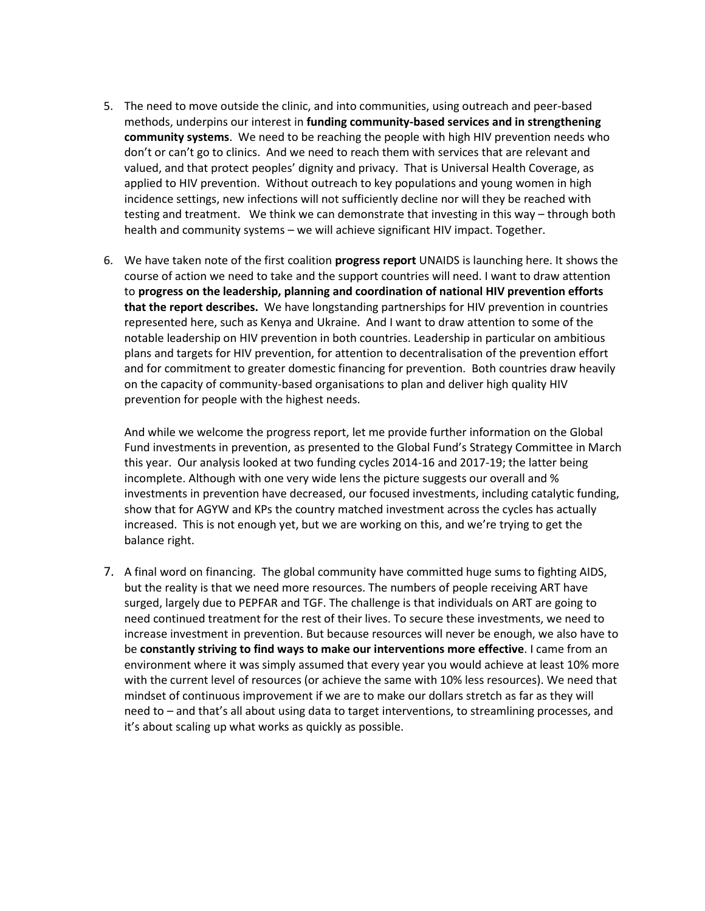5. The need to move outside the clinic, and into communities, using outreach and peer-based methods, underpins our interest in **funding community-based services and in strengthening community systems**. We need to be reaching the people with high HIV prevention needs who don't or can't go to clinics. And we need to reach them with services that are relevant and valued, and that protect peoples' dignity and privacy. That is Universal Health Coverage, as applied to HIV prevention. Without outreach to key populations and young women in high incidence settings, new infections will not sufficiently decline nor will they be reached with testing and treatment. We think we can demonstrate that investing in this way – through both health and community systems – we will achieve significant HIV impact. Together.

6. We have taken note of the first coalition **progress report** UNAIDS is launching here. It shows the course of action we need to take and the support countries will need. I want to draw attention to **progress on the leadership, planning and coordination of national HIV prevention efforts that the report describes.** We have longstanding partnerships for HIV prevention in countries represented here, such as Kenya and Ukraine. And I want to draw attention to some of the notable leadership on HIV prevention in both countries. Leadership in particular on ambitious plans and targets for HIV prevention, for attention to decentralisation of the prevention effort and for commitment to greater domestic financing for prevention. Both countries draw heavily on the capacity of community-based organisations to plan and deliver high quality HIV prevention for people with the highest needs.

   And while we welcome the progress report, let me provide further information on the Global Fund investments in prevention, as presented to the Global Fund's Strategy Committee in March this year. Our analysis looked at two funding cycles 2014-16 and 2017-19; the latter being incomplete. Although with one very wide lens the picture suggests our overall and % investments in prevention have decreased, our focused investments, including catalytic funding, show that for AGYW and KPs the country matched investment across the cycles has actually increased. This is not enough yet, but we are working on this, and we're trying to get the balance right.

7. A final word on financing. The global community have committed huge sums to fighting AIDS, but the reality is that we need more resources. The numbers of people receiving ART have surged, largely due to PEPFAR and TGF. The challenge is that individuals on ART are going to need continued treatment for the rest of their lives. To secure these investments, we need to increase investment in prevention. But because resources will never be enough, we also have to be **constantly striving to find ways to make our interventions more effective**. I came from an environment where it was simply assumed that every year you would achieve at least 10% more with the current level of resources (or achieve the same with 10% less resources). We need that mindset of continuous improvement if we are to make our dollars stretch as far as they will need to – and that's all about using data to target interventions, to streamlining processes, and it's about scaling up what works as quickly as possible.